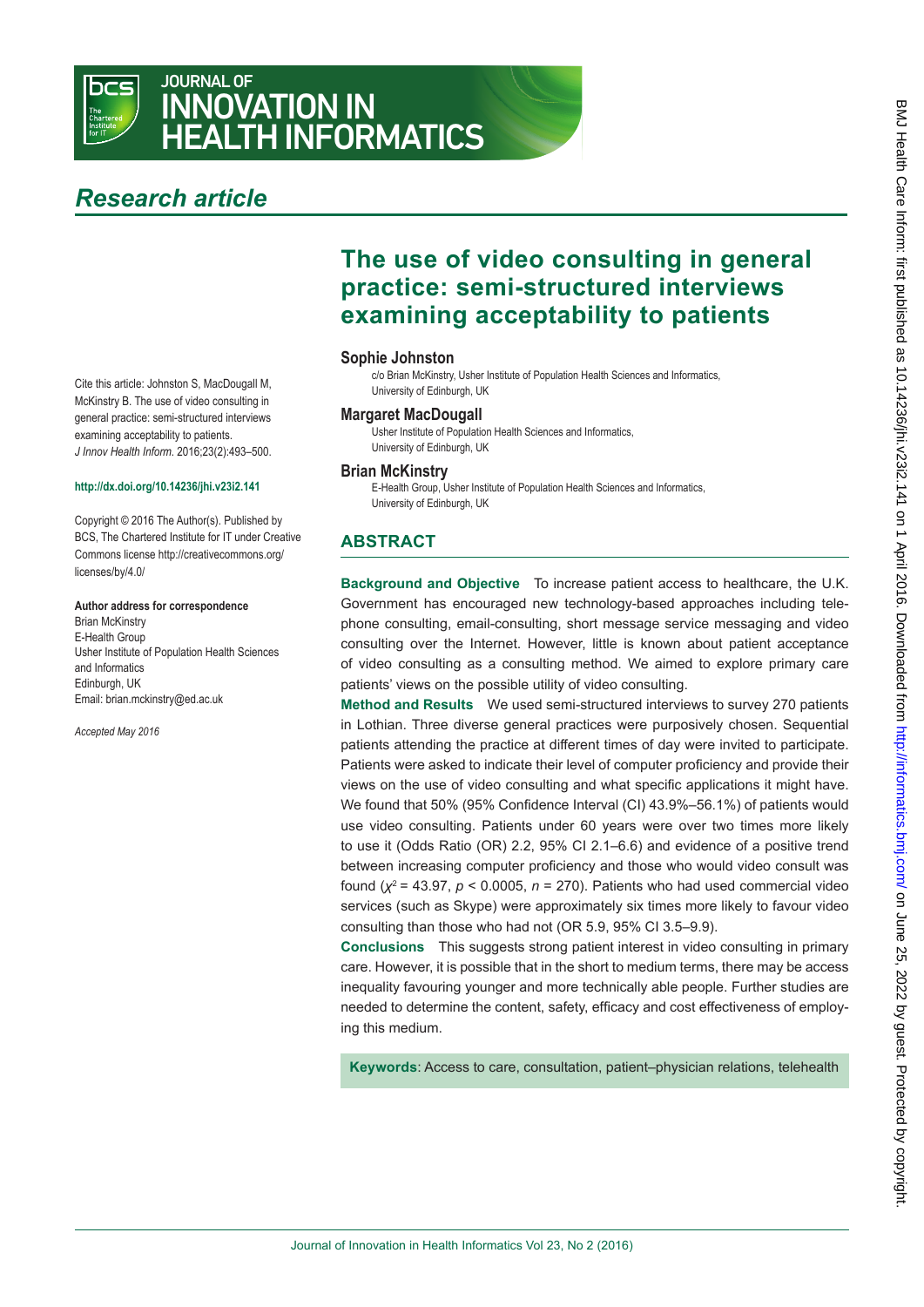## Research article

# The use of video consulting in general practice: semi-structured interviews examining acceptability to patients

**Sophie Johnston**
c/o Brian McKinstry, Usher Institute of Population Health Sciences and Informatics, University of Edinburgh, UK

**Margaret MacDougall**
Usher Institute of Population Health Sciences and Informatics, University of Edinburgh, UK

**Brian McKinstry**
E-Health Group, Usher Institute of Population Health Sciences and Informatics, University of Edinburgh, UK

Cite this article: Johnston S, MacDougall M, McKinstry B. The use of video consulting in general practice: semi-structured interviews examining acceptability to patients. *J Innov Health Inform*. 2016;23(2):493–500.

**http://dx.doi.org/10.14236/jhi.v23i2.141**

Copyright © 2016 The Author(s). Published by BCS, The Chartered Institute for IT under Creative Commons license http://creativecommons.org/licenses/by/4.0/

**Author address for correspondence**
Brian McKinstry
E-Health Group
Usher Institute of Population Health Sciences and Informatics
Edinburgh, UK
Email: brian.mckinstry@ed.ac.uk

*Accepted May 2016*

## ABSTRACT

**Background and Objective** To increase patient access to healthcare, the U.K. Government has encouraged new technology-based approaches including telephone consulting, email-consulting, short message service messaging and video consulting over the Internet. However, little is known about patient acceptance of video consulting as a consulting method. We aimed to explore primary care patients' views on the possible utility of video consulting.

**Method and Results** We used semi-structured interviews to survey 270 patients in Lothian. Three diverse general practices were purposively chosen. Sequential patients attending the practice at different times of day were invited to participate. Patients were asked to indicate their level of computer proficiency and provide their views on the use of video consulting and what specific applications it might have. We found that 50% (95% Confidence Interval (CI) 43.9%–56.1%) of patients would use video consulting. Patients under 60 years were over two times more likely to use it (Odds Ratio (OR) 2.2, 95% CI 2.1–6.6) and evidence of a positive trend between increasing computer proficiency and those who would video consult was found ($\chi^2 = 43.97$, $p < 0.0005$, $n = 270$). Patients who had used commercial video services (such as Skype) were approximately six times more likely to favour video consulting than those who had not (OR 5.9, 95% CI 3.5–9.9).

**Conclusions** This suggests strong patient interest in video consulting in primary care. However, it is possible that in the short to medium terms, there may be access inequality favouring younger and more technically able people. Further studies are needed to determine the content, safety, efficacy and cost effectiveness of employing this medium.

**Keywords**: Access to care, consultation, patient–physician relations, telehealth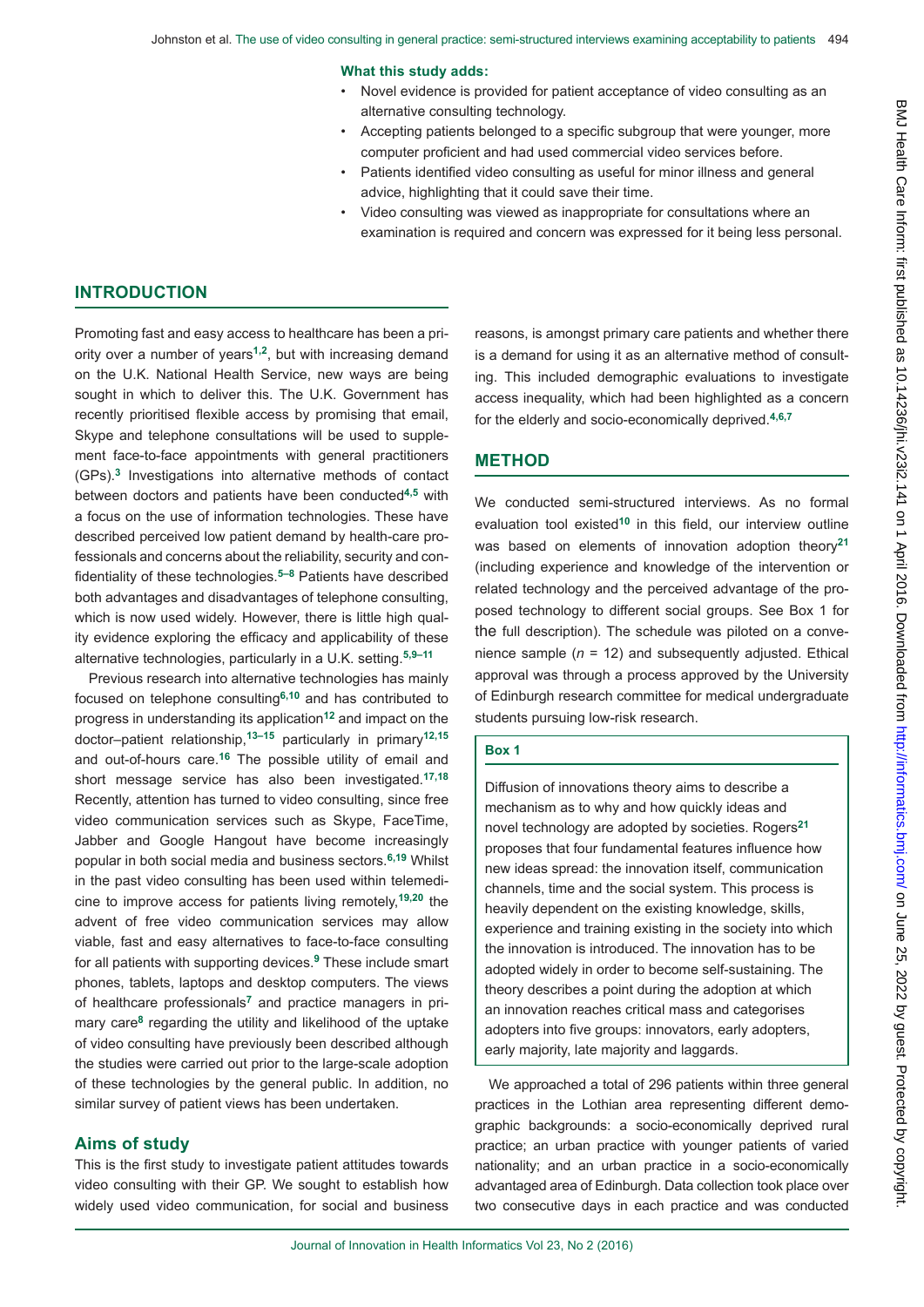**What this study adds:**

- Novel evidence is provided for patient acceptance of video consulting as an alternative consulting technology.
- Accepting patients belonged to a specific subgroup that were younger, more computer proficient and had used commercial video services before.
- Patients identified video consulting as useful for minor illness and general advice, highlighting that it could save their time.
- Video consulting was viewed as inappropriate for consultations where an examination is required and concern was expressed for it being less personal.

## INTRODUCTION

Promoting fast and easy access to healthcare has been a priority over a number of years[1,2], but with increasing demand on the U.K. National Health Service, new ways are being sought in which to deliver this. The U.K. Government has recently prioritised flexible access by promising that email, Skype and telephone consultations will be used to supplement face-to-face appointments with general practitioners (GPs).[3] Investigations into alternative methods of contact between doctors and patients have been conducted[4,5] with a focus on the use of information technologies. These have described perceived low patient demand by health-care professionals and concerns about the reliability, security and confidentiality of these technologies.[5–8] Patients have described both advantages and disadvantages of telephone consulting, which is now used widely. However, there is little high quality evidence exploring the efficacy and applicability of these alternative technologies, particularly in a U.K. setting.[5,9–11]

Previous research into alternative technologies has mainly focused on telephone consulting[6,10] and has contributed to progress in understanding its application[12] and impact on the doctor–patient relationship,[13–15] particularly in primary[12,15] and out-of-hours care.[16] The possible utility of email and short message service has also been investigated.[17,18] Recently, attention has turned to video consulting, since free video communication services such as Skype, FaceTime, Jabber and Google Hangout have become increasingly popular in both social media and business sectors.[6,19] Whilst in the past video consulting has been used within telemedicine to improve access for patients living remotely,[19,20] the advent of free video communication services may allow viable, fast and easy alternatives to face-to-face consulting for all patients with supporting devices.[9] These include smart phones, tablets, laptops and desktop computers. The views of healthcare professionals[7] and practice managers in primary care[8] regarding the utility and likelihood of the uptake of video consulting have previously been described although the studies were carried out prior to the large-scale adoption of these technologies by the general public. In addition, no similar survey of patient views has been undertaken.

### Aims of study

This is the first study to investigate patient attitudes towards video consulting with their GP. We sought to establish how widely used video communication, for social and business reasons, is amongst primary care patients and whether there is a demand for using it as an alternative method of consulting. This included demographic evaluations to investigate access inequality, which had been highlighted as a concern for the elderly and socio-economically deprived.[4,6,7]

## METHOD

We conducted semi-structured interviews. As no formal evaluation tool existed[10] in this field, our interview outline was based on elements of innovation adoption theory[21] (including experience and knowledge of the intervention or related technology and the perceived advantage of the proposed technology to different social groups. See Box 1 for the full description). The schedule was piloted on a convenience sample ($n$ = 12) and subsequently adjusted. Ethical approval was through a process approved by the University of Edinburgh research committee for medical undergraduate students pursuing low-risk research.

**Box 1**

Diffusion of innovations theory aims to describe a mechanism as to why and how quickly ideas and novel technology are adopted by societies. Rogers[21] proposes that four fundamental features influence how new ideas spread: the innovation itself, communication channels, time and the social system. This process is heavily dependent on the existing knowledge, skills, experience and training existing in the society into which the innovation is introduced. The innovation has to be adopted widely in order to become self-sustaining. The theory describes a point during the adoption at which an innovation reaches critical mass and categorises adopters into five groups: innovators, early adopters, early majority, late majority and laggards.

We approached a total of 296 patients within three general practices in the Lothian area representing different demographic backgrounds: a socio-economically deprived rural practice; an urban practice with younger patients of varied nationality; and an urban practice in a socio-economically advantaged area of Edinburgh. Data collection took place over two consecutive days in each practice and was conducted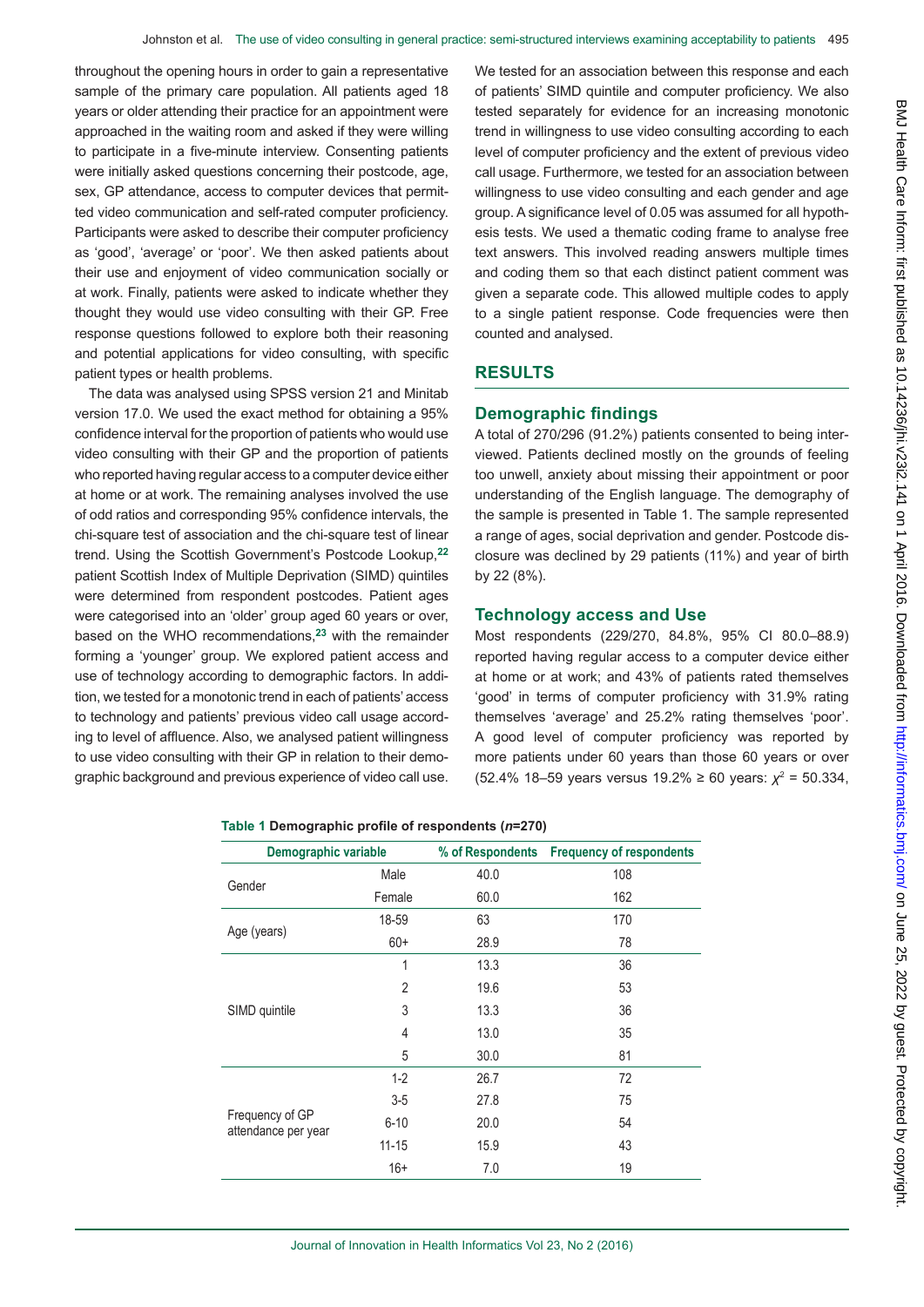throughout the opening hours in order to gain a representative sample of the primary care population. All patients aged 18 years or older attending their practice for an appointment were approached in the waiting room and asked if they were willing to participate in a five-minute interview. Consenting patients were initially asked questions concerning their postcode, age, sex, GP attendance, access to computer devices that permitted video communication and self-rated computer proficiency. Participants were asked to describe their computer proficiency as 'good', 'average' or 'poor'. We then asked patients about their use and enjoyment of video communication socially or at work. Finally, patients were asked to indicate whether they thought they would use video consulting with their GP. Free response questions followed to explore both their reasoning and potential applications for video consulting, with specific patient types or health problems.

The data was analysed using SPSS version 21 and Minitab version 17.0. We used the exact method for obtaining a 95% confidence interval for the proportion of patients who would use video consulting with their GP and the proportion of patients who reported having regular access to a computer device either at home or at work. The remaining analyses involved the use of odd ratios and corresponding 95% confidence intervals, the chi-square test of association and the chi-square test of linear trend. Using the Scottish Government's Postcode Lookup,[22] patient Scottish Index of Multiple Deprivation (SIMD) quintiles were determined from respondent postcodes. Patient ages were categorised into an 'older' group aged 60 years or over, based on the WHO recommendations,[23] with the remainder forming a 'younger' group. We explored patient access and use of technology according to demographic factors. In addition, we tested for a monotonic trend in each of patients' access to technology and patients' previous video call usage according to level of affluence. Also, we analysed patient willingness to use video consulting with their GP in relation to their demographic background and previous experience of video call use. We tested for an association between this response and each of patients' SIMD quintile and computer proficiency. We also tested separately for evidence for an increasing monotonic trend in willingness to use video consulting according to each level of computer proficiency and the extent of previous video call usage. Furthermore, we tested for an association between willingness to use video consulting and each gender and age group. A significance level of 0.05 was assumed for all hypothesis tests. We used a thematic coding frame to analyse free text answers. This involved reading answers multiple times and coding them so that each distinct patient comment was given a separate code. This allowed multiple codes to apply to a single patient response. Code frequencies were then counted and analysed.

## RESULTS

### Demographic findings

A total of 270/296 (91.2%) patients consented to being interviewed. Patients declined mostly on the grounds of feeling too unwell, anxiety about missing their appointment or poor understanding of the English language. The demography of the sample is presented in Table 1. The sample represented a range of ages, social deprivation and gender. Postcode disclosure was declined by 29 patients (11%) and year of birth by 22 (8%).

### Technology access and Use

Most respondents (229/270, 84.8%, 95% CI 80.0–88.9) reported having regular access to a computer device either at home or at work; and 43% of patients rated themselves 'good' in terms of computer proficiency with 31.9% rating themselves 'average' and 25.2% rating themselves 'poor'. A good level of computer proficiency was reported by more patients under 60 years than those 60 years or over (52.4% 18–59 years versus 19.2% ≥ 60 years: $\chi^2$ = 50.334,

**Table 1** **Demographic profile of respondents (*n*=270)**

| Demographic variable | | % of Respondents | Frequency of respondents |
|---|---|---|---|
| Gender | Male | 40.0 | 108 |
| | Female | 60.0 | 162 |
| Age (years) | 18-59 | 63 | 170 |
| | 60+ | 28.9 | 78 |
| SIMD quintile | 1 | 13.3 | 36 |
| | 2 | 19.6 | 53 |
| | 3 | 13.3 | 36 |
| | 4 | 13.0 | 35 |
| | 5 | 30.0 | 81 |
| Frequency of GP attendance per year | 1-2 | 26.7 | 72 |
| | 3-5 | 27.8 | 75 |
| | 6-10 | 20.0 | 54 |
| | 11-15 | 15.9 | 43 |
| | 16+ | 7.0 | 19 |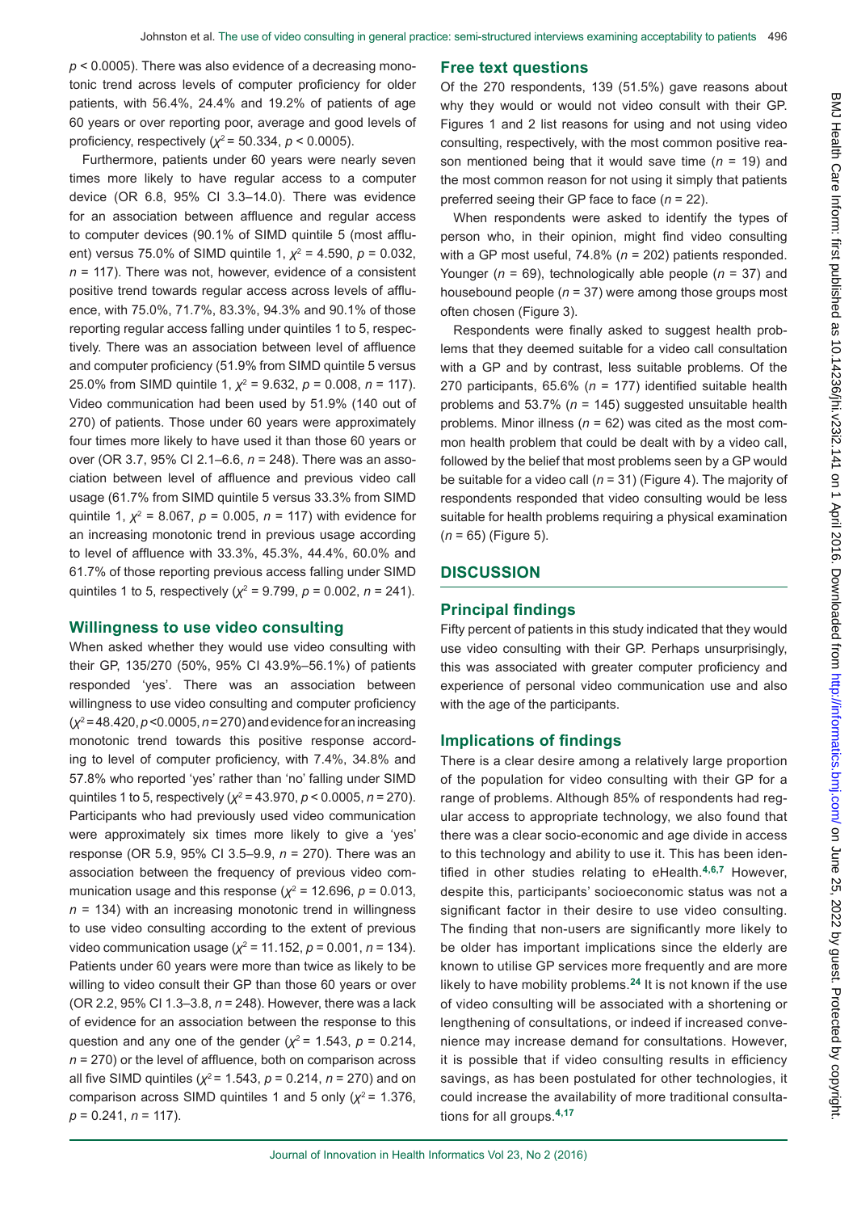$p < 0.0005$). There was also evidence of a decreasing monotonic trend across levels of computer proficiency for older patients, with 56.4%, 24.4% and 19.2% of patients of age 60 years or over reporting poor, average and good levels of proficiency, respectively ($\chi^2 = 50.334$, $p < 0.0005$).

Furthermore, patients under 60 years were nearly seven times more likely to have regular access to a computer device (OR 6.8, 95% CI 3.3–14.0). There was evidence for an association between affluence and regular access to computer devices (90.1% of SIMD quintile 5 (most affluent) versus 75.0% of SIMD quintile 1, $\chi^2 = 4.590$, $p = 0.032$, $n = 117$). There was not, however, evidence of a consistent positive trend towards regular access across levels of affluence, with 75.0%, 71.7%, 83.3%, 94.3% and 90.1% of those reporting regular access falling under quintiles 1 to 5, respectively. There was an association between level of affluence and computer proficiency (51.9% from SIMD quintile 5 versus 25.0% from SIMD quintile 1, $\chi^2 = 9.632$, $p = 0.008$, $n = 117$). Video communication had been used by 51.9% (140 out of 270) of patients. Those under 60 years were approximately four times more likely to have used it than those 60 years or over (OR 3.7, 95% CI 2.1–6.6, $n = 248$). There was an association between level of affluence and previous video call usage (61.7% from SIMD quintile 5 versus 33.3% from SIMD quintile 1, $\chi^2 = 8.067$, $p = 0.005$, $n = 117$) with evidence for an increasing monotonic trend in previous usage according to level of affluence with 33.3%, 45.3%, 44.4%, 60.0% and 61.7% of those reporting previous access falling under SIMD quintiles 1 to 5, respectively ($\chi^2 = 9.799$, $p = 0.002$, $n = 241$).

### Willingness to use video consulting

When asked whether they would use video consulting with their GP, 135/270 (50%, 95% CI 43.9%–56.1%) of patients responded 'yes'. There was an association between willingness to use video consulting and computer proficiency ($\chi^2 = 48.420$, $p < 0.0005$, $n = 270$) and evidence for an increasing monotonic trend towards this positive response according to level of computer proficiency, with 7.4%, 34.8% and 57.8% who reported 'yes' rather than 'no' falling under SIMD quintiles 1 to 5, respectively ($\chi^2 = 43.970$, $p < 0.0005$, $n = 270$). Participants who had previously used video communication were approximately six times more likely to give a 'yes' response (OR 5.9, 95% CI 3.5–9.9, $n = 270$). There was an association between the frequency of previous video communication usage and this response ($\chi^2 = 12.696$, $p = 0.013$, $n = 134$) with an increasing monotonic trend in willingness to use video consulting according to the extent of previous video communication usage ($\chi^2 = 11.152$, $p = 0.001$, $n = 134$). Patients under 60 years were more than twice as likely to be willing to video consult their GP than those 60 years or over (OR 2.2, 95% CI 1.3–3.8, $n = 248$). However, there was a lack of evidence for an association between the response to this question and any one of the gender ($\chi^2 = 1.543$, $p = 0.214$, $n = 270$) or the level of affluence, both on comparison across all five SIMD quintiles ($\chi^2 = 1.543$, $p = 0.214$, $n = 270$) and on comparison across SIMD quintiles 1 and 5 only ($\chi^2 = 1.376$, $p = 0.241$, $n = 117$).

### Free text questions

Of the 270 respondents, 139 (51.5%) gave reasons about why they would or would not video consult with their GP. Figures 1 and 2 list reasons for using and not using video consulting, respectively, with the most common positive reason mentioned being that it would save time ($n = 19$) and the most common reason for not using it simply that patients preferred seeing their GP face to face ($n = 22$).

When respondents were asked to identify the types of person who, in their opinion, might find video consulting with a GP most useful, 74.8% ($n = 202$) patients responded. Younger ($n = 69$), technologically able people ($n = 37$) and housebound people ($n = 37$) were among those groups most often chosen (Figure 3).

Respondents were finally asked to suggest health problems that they deemed suitable for a video call consultation with a GP and by contrast, less suitable problems. Of the 270 participants, 65.6% ($n = 177$) identified suitable health problems and 53.7% ($n = 145$) suggested unsuitable health problems. Minor illness ($n = 62$) was cited as the most common health problem that could be dealt with by a video call, followed by the belief that most problems seen by a GP would be suitable for a video call ($n = 31$) (Figure 4). The majority of respondents responded that video consulting would be less suitable for health problems requiring a physical examination ($n = 65$) (Figure 5).

## DISCUSSION

### Principal findings

Fifty percent of patients in this study indicated that they would use video consulting with their GP. Perhaps unsurprisingly, this was associated with greater computer proficiency and experience of personal video communication use and also with the age of the participants.

### Implications of findings

There is a clear desire among a relatively large proportion of the population for video consulting with their GP for a range of problems. Although 85% of respondents had regular access to appropriate technology, we also found that there was a clear socio-economic and age divide in access to this technology and ability to use it. This has been identified in other studies relating to eHealth.[4,6,7] However, despite this, participants' socioeconomic status was not a significant factor in their desire to use video consulting. The finding that non-users are significantly more likely to be older has important implications since the elderly are known to utilise GP services more frequently and are more likely to have mobility problems.[24] It is not known if the use of video consulting will be associated with a shortening or lengthening of consultations, or indeed if increased convenience may increase demand for consultations. However, it is possible that if video consulting results in efficiency savings, as has been postulated for other technologies, it could increase the availability of more traditional consultations for all groups.[4,17]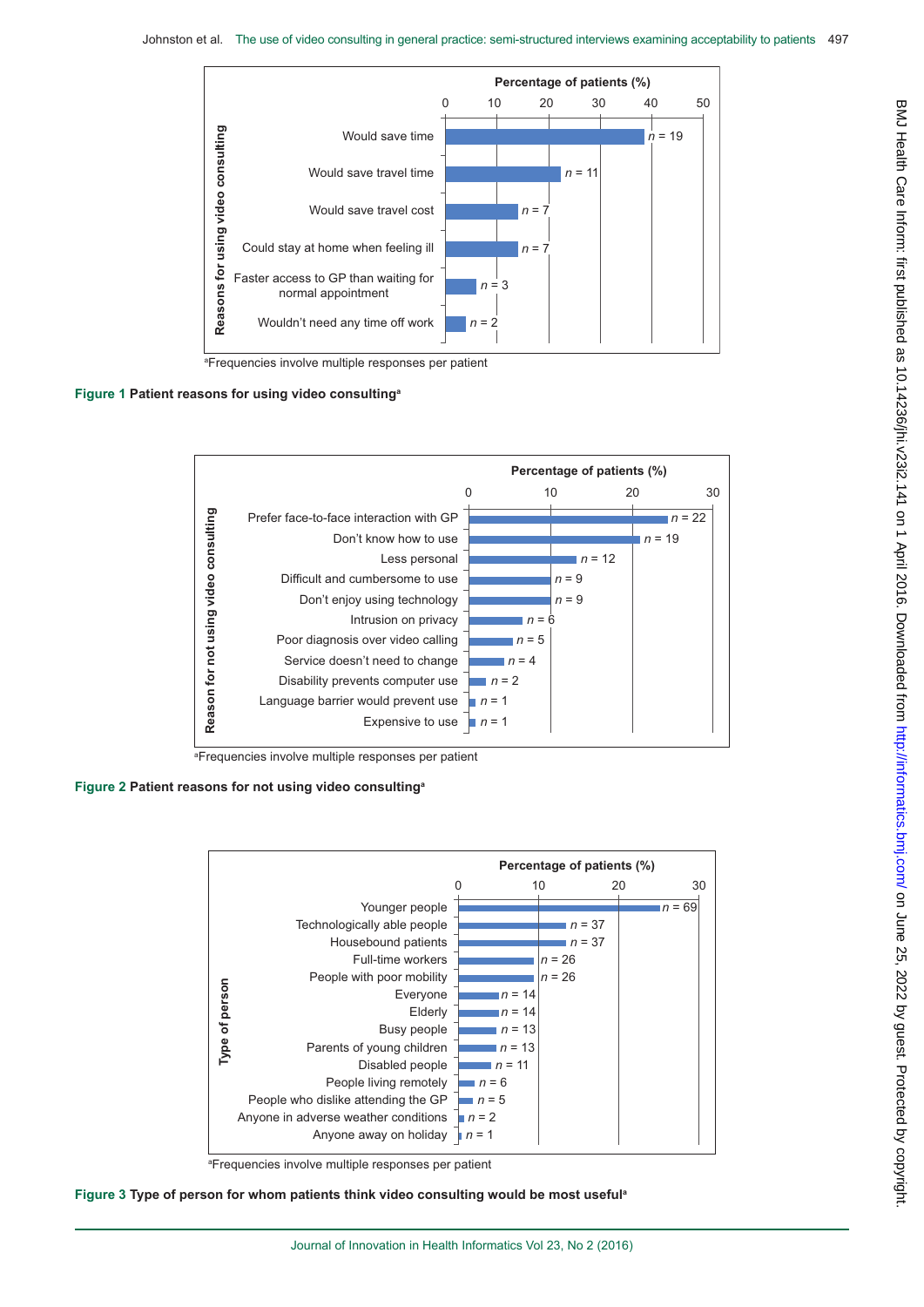| Reasons for using video consulting | n |
| --- | --- |
| Would save time | $n = 19$ |
| Would save travel time | $n = 11$ |
| Would save travel cost | $n = 7$ |
| Could stay at home when feeling ill | $n = 7$ |
| Faster access to GP than waiting for normal appointment | $n = 3$ |
| Wouldn't need any time off work | $n = 2$ |

[a]Frequencies involve multiple responses per patient

**Figure 1 Patient reasons for using video consulting[a]**

| Reason for not using video consulting | n |
| --- | --- |
| Prefer face-to-face interaction with GP | $n = 22$ |
| Don't know how to use | $n = 19$ |
| Less personal | $n = 12$ |
| Difficult and cumbersome to use | $n = 9$ |
| Don't enjoy using technology | $n = 9$ |
| Intrusion on privacy | $n = 6$ |
| Poor diagnosis over video calling | $n = 5$ |
| Service doesn't need to change | $n = 4$ |
| Disability prevents computer use | $n = 2$ |
| Language barrier would prevent use | $n = 1$ |
| Expensive to use | $n = 1$ |

[a]Frequencies involve multiple responses per patient

**Figure 2 Patient reasons for not using video consulting[a]**

| Type of person | n |
| --- | --- |
| Younger people | $n = 69$ |
| Technologically able people | $n = 37$ |
| Housebound patients | $n = 37$ |
| Full-time workers | $n = 26$ |
| People with poor mobility | $n = 26$ |
| Everyone | $n = 14$ |
| Elderly | $n = 14$ |
| Busy people | $n = 13$ |
| Parents of young children | $n = 13$ |
| Disabled people | $n = 11$ |
| People living remotely | $n = 6$ |
| People who dislike attending the GP | $n = 5$ |
| Anyone in adverse weather conditions | $n = 2$ |
| Anyone away on holiday | $n = 1$ |

[a]Frequencies involve multiple responses per patient

**Figure 3 Type of person for whom patients think video consulting would be most useful[a]**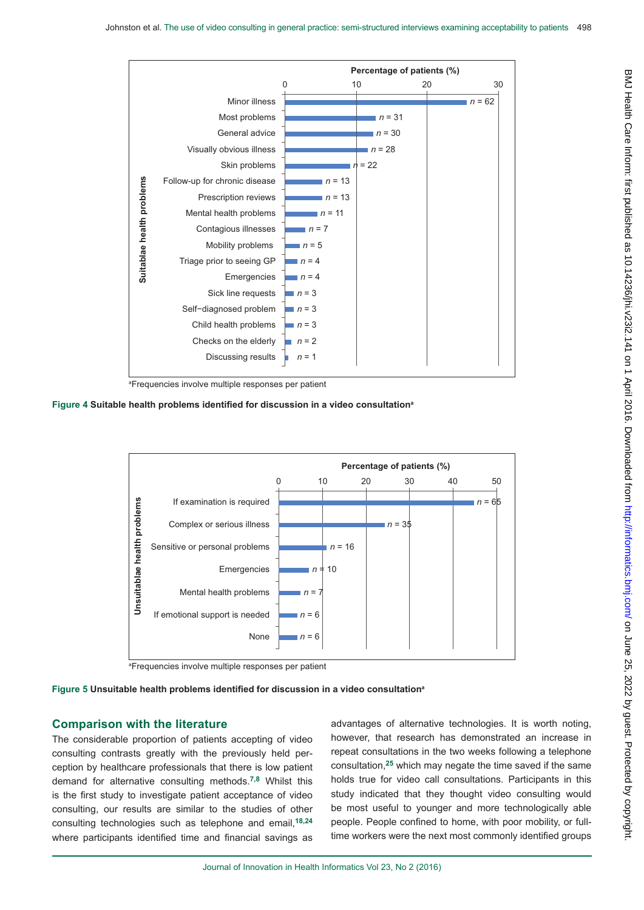| Suitable health problems | n |
| --- | --- |
| Minor illness | n = 62 |
| Most problems | n = 31 |
| General advice | n = 30 |
| Visually obvious illness | n = 28 |
| Skin problems | n = 22 |
| Follow-up for chronic disease | n = 13 |
| Prescription reviews | n = 13 |
| Mental health problems | n = 11 |
| Contagious illnesses | n = 7 |
| Mobility problems | n = 5 |
| Triage prior to seeing GP | n = 4 |
| Emergencies | n = 4 |
| Sick line requests | n = 3 |
| Self−diagnosed problem | n = 3 |
| Child health problems | n = 3 |
| Checks on the elderly | n = 2 |
| Discussing results | n = 1 |

[a]Frequencies involve multiple responses per patient

**Figure 4 Suitable health problems identified for discussion in a video consultation[a]**

| Unsuitable health problems | n |
| --- | --- |
| If examination is required | n = 65 |
| Complex or serious illness | n = 35 |
| Sensitive or personal problems | n = 16 |
| Emergencies | n = 10 |
| Mental health problems | n = 7 |
| If emotional support is needed | n = 6 |
| None | n = 6 |

[a]Frequencies involve multiple responses per patient

**Figure 5 Unsuitable health problems identified for discussion in a video consultation[a]**

## Comparison with the literature

The considerable proportion of patients accepting of video consulting contrasts greatly with the previously held perception by healthcare professionals that there is low patient demand for alternative consulting methods.[7,8] Whilst this is the first study to investigate patient acceptance of video consulting, our results are similar to the studies of other consulting technologies such as telephone and email,[18,24] where participants identified time and financial savings as advantages of alternative technologies. It is worth noting, however, that research has demonstrated an increase in repeat consultations in the two weeks following a telephone consultation,[25] which may negate the time saved if the same holds true for video call consultations. Participants in this study indicated that they thought video consulting would be most useful to younger and more technologically able people. People confined to home, with poor mobility, or full-time workers were the next most commonly identified groups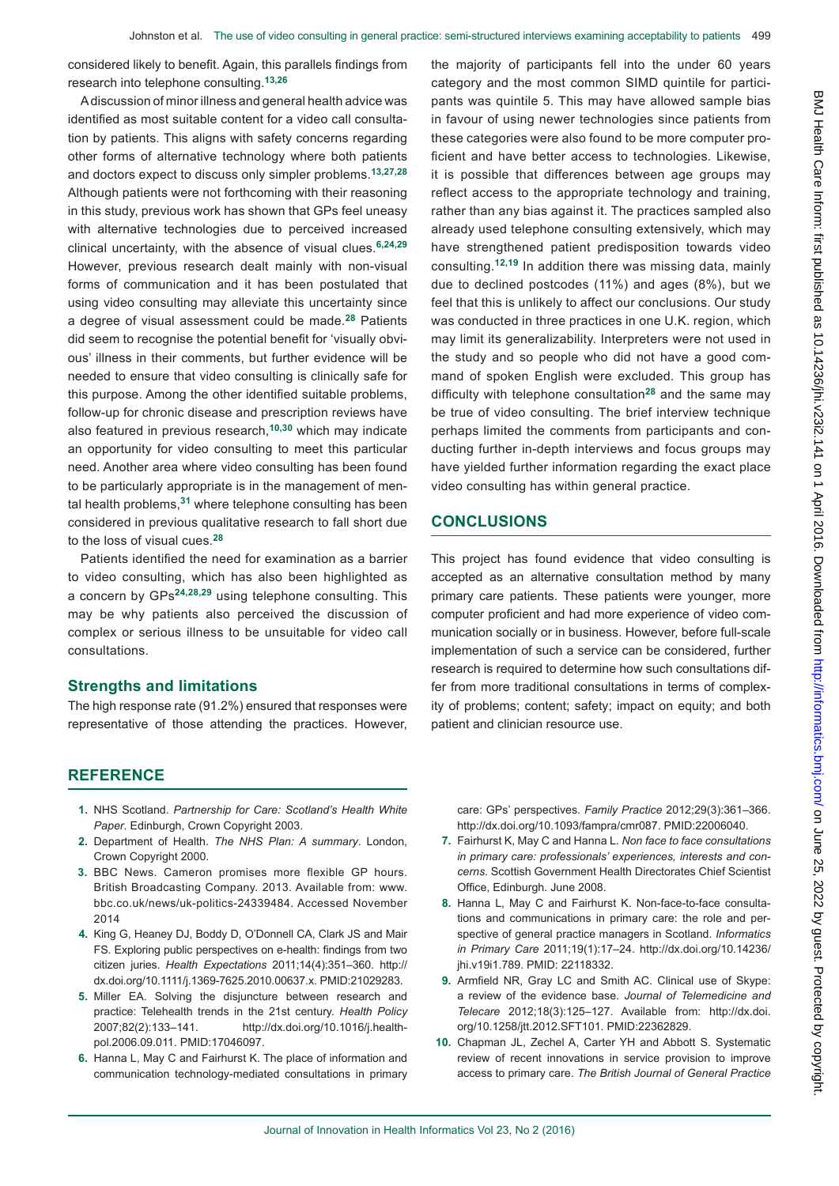considered likely to benefit. Again, this parallels findings from research into telephone consulting.[13,26]

A discussion of minor illness and general health advice was identified as most suitable content for a video call consultation by patients. This aligns with safety concerns regarding other forms of alternative technology where both patients and doctors expect to discuss only simpler problems.[13,27,28] Although patients were not forthcoming with their reasoning in this study, previous work has shown that GPs feel uneasy with alternative technologies due to perceived increased clinical uncertainty, with the absence of visual clues.[6,24,29] However, previous research dealt mainly with non-visual forms of communication and it has been postulated that using video consulting may alleviate this uncertainty since a degree of visual assessment could be made.[28] Patients did seem to recognise the potential benefit for 'visually obvious' illness in their comments, but further evidence will be needed to ensure that video consulting is clinically safe for this purpose. Among the other identified suitable problems, follow-up for chronic disease and prescription reviews have also featured in previous research,[10,30] which may indicate an opportunity for video consulting to meet this particular need. Another area where video consulting has been found to be particularly appropriate is in the management of mental health problems,[31] where telephone consulting has been considered in previous qualitative research to fall short due to the loss of visual cues.[28]

Patients identified the need for examination as a barrier to video consulting, which has also been highlighted as a concern by GPs[24,28,29] using telephone consulting. This may be why patients also perceived the discussion of complex or serious illness to be unsuitable for video call consultations.

### Strengths and limitations

The high response rate (91.2%) ensured that responses were representative of those attending the practices. However, the majority of participants fell into the under 60 years category and the most common SIMD quintile for participants was quintile 5. This may have allowed sample bias in favour of using newer technologies since patients from these categories were also found to be more computer proficient and have better access to technologies. Likewise, it is possible that differences between age groups may reflect access to the appropriate technology and training, rather than any bias against it. The practices sampled also already used telephone consulting extensively, which may have strengthened patient predisposition towards video consulting.[12,19] In addition there was missing data, mainly due to declined postcodes (11%) and ages (8%), but we feel that this is unlikely to affect our conclusions. Our study was conducted in three practices in one U.K. region, which may limit its generalizability. Interpreters were not used in the study and so people who did not have a good command of spoken English were excluded. This group has difficulty with telephone consultation[28] and the same may be true of video consulting. The brief interview technique perhaps limited the comments from participants and conducting further in-depth interviews and focus groups may have yielded further information regarding the exact place video consulting has within general practice.

## CONCLUSIONS

This project has found evidence that video consulting is accepted as an alternative consultation method by many primary care patients. These patients were younger, more computer proficient and had more experience of video communication socially or in business. However, before full-scale implementation of such a service can be considered, further research is required to determine how such consultations differ from more traditional consultations in terms of complexity of problems; content; safety; impact on equity; and both patient and clinician resource use.

## REFERENCE

1. NHS Scotland. *Partnership for Care: Scotland's Health White Paper*. Edinburgh, Crown Copyright 2003.
2. Department of Health. *The NHS Plan: A summary*. London, Crown Copyright 2000.
3. BBC News. Cameron promises more flexible GP hours. British Broadcasting Company. 2013. Available from: www.bbc.co.uk/news/uk-politics-24339484. Accessed November 2014
4. King G, Heaney DJ, Boddy D, O'Donnell CA, Clark JS and Mair FS. Exploring public perspectives on e-health: findings from two citizen juries. *Health Expectations* 2011;14(4):351–360. http://dx.doi.org/10.1111/j.1369-7625.2010.00637.x. PMID:21029283.
5. Miller EA. Solving the disjuncture between research and practice: Telehealth trends in the 21st century. *Health Policy* 2007;82(2):133–141. http://dx.doi.org/10.1016/j.healthpol.2006.09.011. PMID:17046097.
6. Hanna L, May C and Fairhurst K. The place of information and communication technology-mediated consultations in primary care: GPs' perspectives. *Family Practice* 2012;29(3):361–366. http://dx.doi.org/10.1093/fampra/cmr087. PMID:22006040.
7. Fairhurst K, May C and Hanna L. *Non face to face consultations in primary care: professionals' experiences, interests and concerns*. Scottish Government Health Directorates Chief Scientist Office, Edinburgh. June 2008.
8. Hanna L, May C and Fairhurst K. Non-face-to-face consultations and communications in primary care: the role and perspective of general practice managers in Scotland. *Informatics in Primary Care* 2011;19(1):17–24. http://dx.doi.org/10.14236/jhi.v19i1.789. PMID: 22118332.
9. Armfield NR, Gray LC and Smith AC. Clinical use of Skype: a review of the evidence base. *Journal of Telemedicine and Telecare* 2012;18(3):125–127. Available from: http://dx.doi.org/10.1258/jtt.2012.SFT101. PMID:22362829.
10. Chapman JL, Zechel A, Carter YH and Abbott S. Systematic review of recent innovations in service provision to improve access to primary care. *The British Journal of General Practice*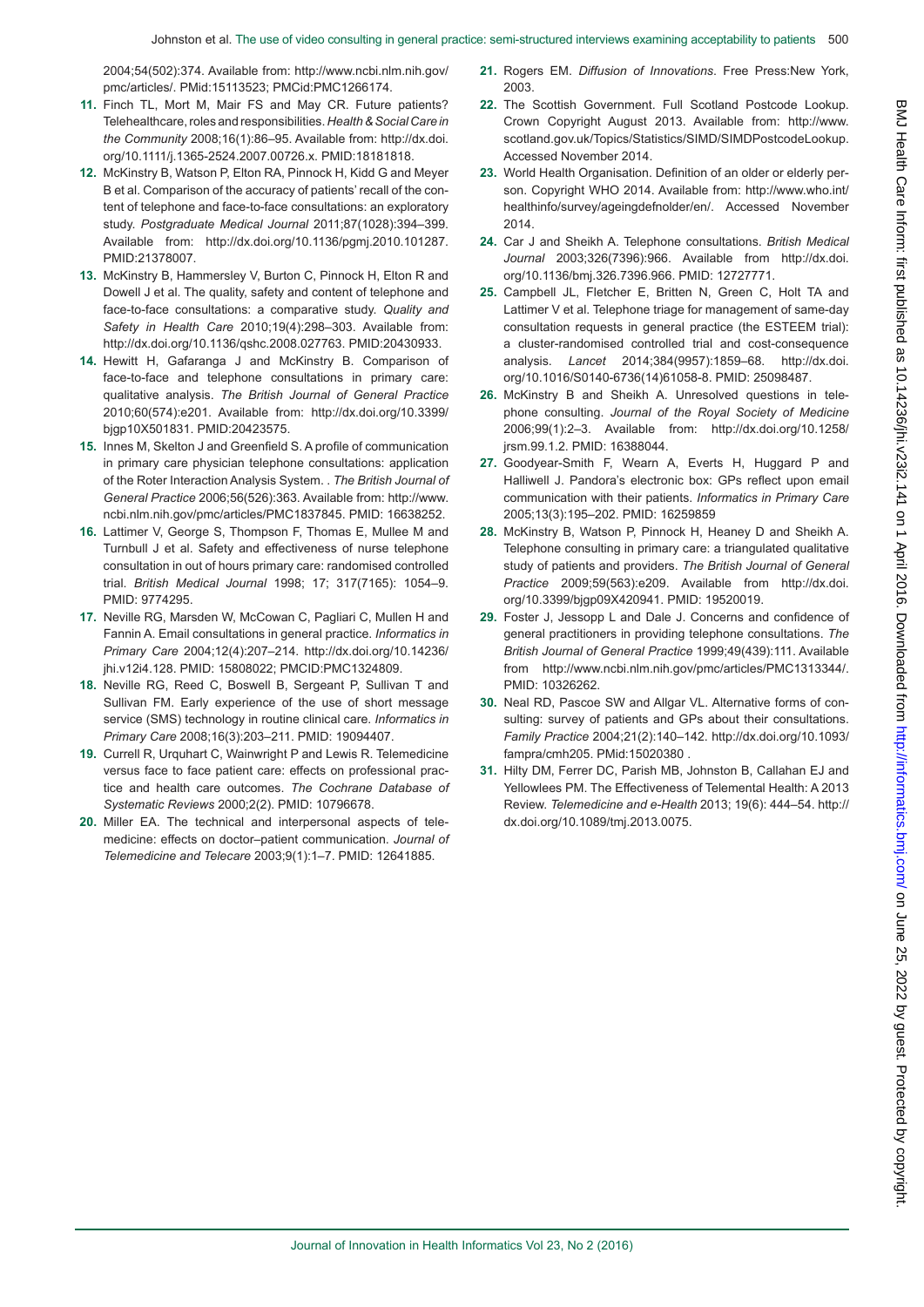2004;54(502):374. Available from: http://www.ncbi.nlm.nih.gov/pmc/articles/. PMid:15113523; PMCid:PMC1266174.

11. Finch TL, Mort M, Mair FS and May CR. Future patients? Telehealthcare, roles and responsibilities. *Health & Social Care in the Community* 2008;16(1):86–95. Available from: http://dx.doi.org/10.1111/j.1365-2524.2007.00726.x. PMID:18181818.
12. McKinstry B, Watson P, Elton RA, Pinnock H, Kidd G and Meyer B et al. Comparison of the accuracy of patients' recall of the content of telephone and face-to-face consultations: an exploratory study. *Postgraduate Medical Journal* 2011;87(1028):394–399. Available from: http://dx.doi.org/10.1136/pgmj.2010.101287. PMID:21378007.
13. McKinstry B, Hammersley V, Burton C, Pinnock H, Elton R and Dowell J et al. The quality, safety and content of telephone and face-to-face consultations: a comparative study. *Quality and Safety in Health Care* 2010;19(4):298–303. Available from: http://dx.doi.org/10.1136/qshc.2008.027763. PMID:20430933.
14. Hewitt H, Gafaranga J and McKinstry B. Comparison of face-to-face and telephone consultations in primary care: qualitative analysis. *The British Journal of General Practice* 2010;60(574):e201. Available from: http://dx.doi.org/10.3399/bjgp10X501831. PMID:20423575.
15. Innes M, Skelton J and Greenfield S. A profile of communication in primary care physician telephone consultations: application of the Roter Interaction Analysis System. . *The British Journal of General Practice* 2006;56(526):363. Available from: http://www.ncbi.nlm.nih.gov/pmc/articles/PMC1837845. PMID: 16638252.
16. Lattimer V, George S, Thompson F, Thomas E, Mullee M and Turnbull J et al. Safety and effectiveness of nurse telephone consultation in out of hours primary care: randomised controlled trial. *British Medical Journal* 1998; 17; 317(7165): 1054–9. PMID: 9774295.
17. Neville RG, Marsden W, McCowan C, Pagliari C, Mullen H and Fannin A. Email consultations in general practice. *Informatics in Primary Care* 2004;12(4):207–214. http://dx.doi.org/10.14236/jhi.v12i4.128. PMID: 15808022; PMCID:PMC1324809.
18. Neville RG, Reed C, Boswell B, Sergeant P, Sullivan T and Sullivan FM. Early experience of the use of short message service (SMS) technology in routine clinical care. *Informatics in Primary Care* 2008;16(3):203–211. PMID: 19094407.
19. Currell R, Urquhart C, Wainwright P and Lewis R. Telemedicine versus face to face patient care: effects on professional practice and health care outcomes. *The Cochrane Database of Systematic Reviews* 2000;2(2). PMID: 10796678.
20. Miller EA. The technical and interpersonal aspects of telemedicine: effects on doctor–patient communication. *Journal of Telemedicine and Telecare* 2003;9(1):1–7. PMID: 12641885.
21. Rogers EM. *Diffusion of Innovations*. Free Press:New York, 2003.
22. The Scottish Government. Full Scotland Postcode Lookup. Crown Copyright August 2013. Available from: http://www.scotland.gov.uk/Topics/Statistics/SIMD/SIMDPostcodeLookup. Accessed November 2014.
23. World Health Organisation. Definition of an older or elderly person. Copyright WHO 2014. Available from: http://www.who.int/healthinfo/survey/ageingdefnolder/en/. Accessed November 2014.
24. Car J and Sheikh A. Telephone consultations. *British Medical Journal* 2003;326(7396):966. Available from http://dx.doi.org/10.1136/bmj.326.7396.966. PMID: 12727771.
25. Campbell JL, Fletcher E, Britten N, Green C, Holt TA and Lattimer V et al. Telephone triage for management of same-day consultation requests in general practice (the ESTEEM trial): a cluster-randomised controlled trial and cost-consequence analysis. *Lancet* 2014;384(9957):1859–68. http://dx.doi.org/10.1016/S0140-6736(14)61058-8. PMID: 25098487.
26. McKinstry B and Sheikh A. Unresolved questions in telephone consulting. *Journal of the Royal Society of Medicine* 2006;99(1):2–3. Available from: http://dx.doi.org/10.1258/jrsm.99.1.2. PMID: 16388044.
27. Goodyear-Smith F, Wearn A, Everts H, Huggard P and Halliwell J. Pandora's electronic box: GPs reflect upon email communication with their patients. *Informatics in Primary Care* 2005;13(3):195–202. PMID: 16259859
28. McKinstry B, Watson P, Pinnock H, Heaney D and Sheikh A. Telephone consulting in primary care: a triangulated qualitative study of patients and providers. *The British Journal of General Practice* 2009;59(563):e209. Available from http://dx.doi.org/10.3399/bjgp09X420941. PMID: 19520019.
29. Foster J, Jessopp L and Dale J. Concerns and confidence of general practitioners in providing telephone consultations. *The British Journal of General Practice* 1999;49(439):111. Available from http://www.ncbi.nlm.nih.gov/pmc/articles/PMC1313344/. PMID: 10326262.
30. Neal RD, Pascoe SW and Allgar VL. Alternative forms of consulting: survey of patients and GPs about their consultations. *Family Practice* 2004;21(2):140–142. http://dx.doi.org/10.1093/fampra/cmh205. PMid:15020380 .
31. Hilty DM, Ferrer DC, Parish MB, Johnston B, Callahan EJ and Yellowlees PM. The Effectiveness of Telemental Health: A 2013 Review. *Telemedicine and e-Health* 2013; 19(6): 444–54. http://dx.doi.org/10.1089/tmj.2013.0075.